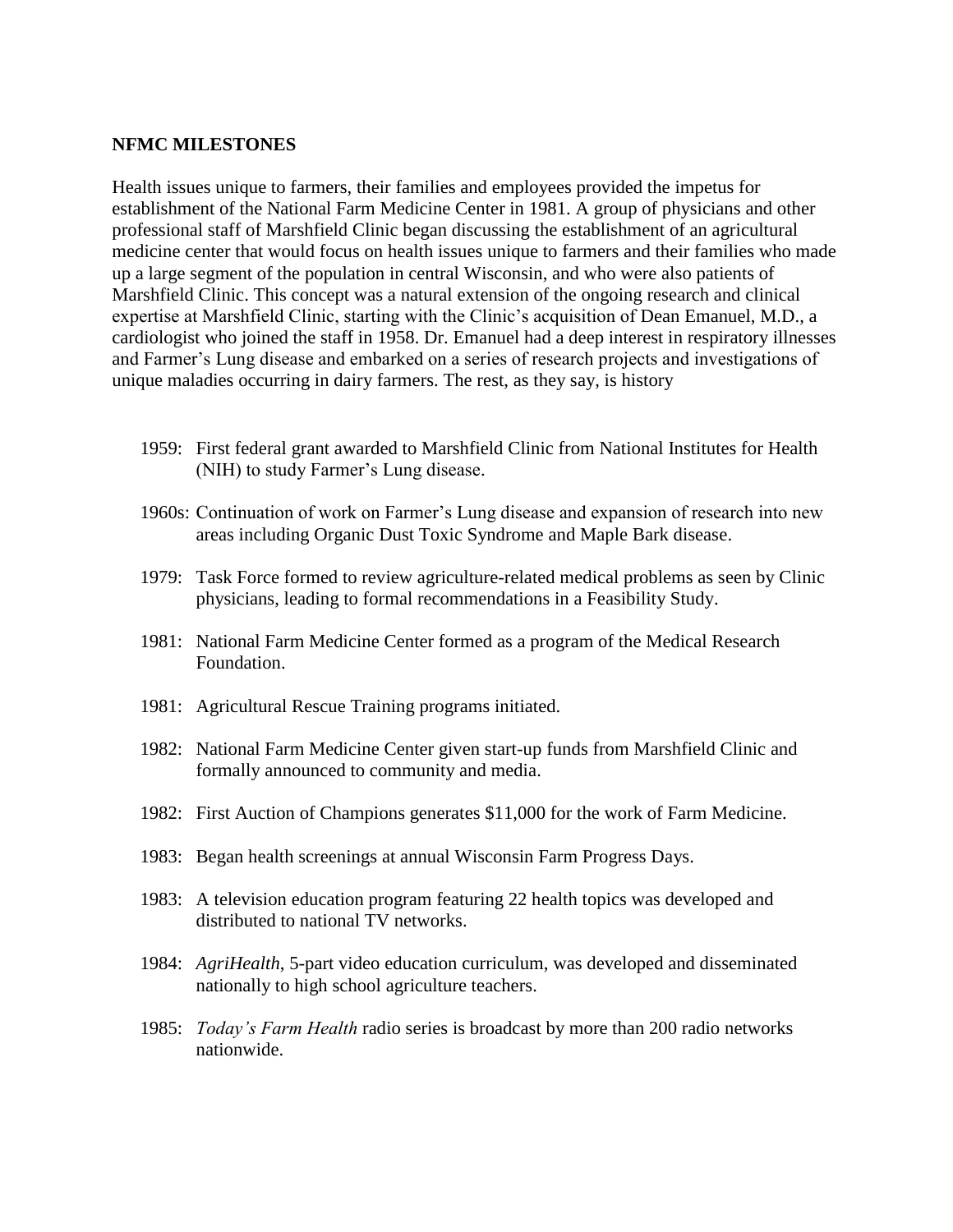**NFMC MILESTONES**

Health issues unique to farmers, their families and employees provided the impetus for establishment of the National Farm Medicine Center in 1981. A group of physicians and other professional staff of Marshfield Clinic began discussing the establishment of an agricultural medicine center that would focus on health issues unique to farmers and their families who made up a large segment of the population in central Wisconsin, and who were also patients of Marshfield Clinic. This concept was a natural extension of the ongoing research and clinical expertise at Marshfield Clinic, starting with the Clinic's acquisition of Dean Emanuel, M.D., a cardiologist who joined the staff in 1958. Dr. Emanuel had a deep interest in respiratory illnesses and Farmer's Lung disease and embarked on a series of research projects and investigations of unique maladies occurring in dairy farmers. The rest, as they say, is history

- 1959: First federal grant awarded to Marshfield Clinic from National Institutes for Health (NIH) to study Farmer's Lung disease.
- 1960s: Continuation of work on Farmer's Lung disease and expansion of research into new areas including Organic Dust Toxic Syndrome and Maple Bark disease.
- 1979: Task Force formed to review agriculture-related medical problems as seen by Clinic physicians, leading to formal recommendations in a Feasibility Study.
- 1981: National Farm Medicine Center formed as a program of the Medical Research Foundation.
- 1981: Agricultural Rescue Training programs initiated.
- 1982: National Farm Medicine Center given start-up funds from Marshfield Clinic and formally announced to community and media.
- 1982: First Auction of Champions generates $11,000 for the work of Farm Medicine.
- 1983: Began health screenings at annual Wisconsin Farm Progress Days.
- 1983: A television education program featuring 22 health topics was developed and distributed to national TV networks.
- 1984: *AgriHealth*, 5-part video education curriculum, was developed and disseminated nationally to high school agriculture teachers.
- 1985: *Today's Farm Health* radio series is broadcast by more than 200 radio networks nationwide.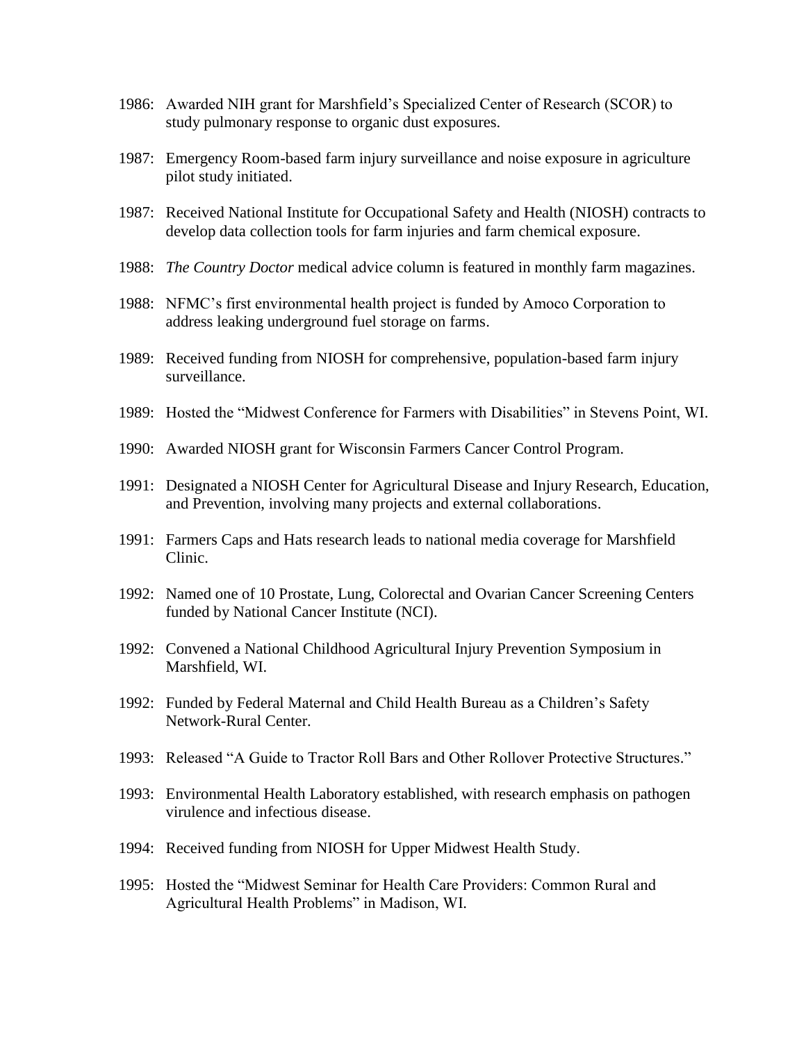1986: Awarded NIH grant for Marshfield's Specialized Center of Research (SCOR) to study pulmonary response to organic dust exposures.

1987: Emergency Room-based farm injury surveillance and noise exposure in agriculture pilot study initiated.

1987: Received National Institute for Occupational Safety and Health (NIOSH) contracts to develop data collection tools for farm injuries and farm chemical exposure.

1988: *The Country Doctor* medical advice column is featured in monthly farm magazines.

1988: NFMC's first environmental health project is funded by Amoco Corporation to address leaking underground fuel storage on farms.

1989: Received funding from NIOSH for comprehensive, population-based farm injury surveillance.

1989: Hosted the "Midwest Conference for Farmers with Disabilities" in Stevens Point, WI.

1990: Awarded NIOSH grant for Wisconsin Farmers Cancer Control Program.

1991: Designated a NIOSH Center for Agricultural Disease and Injury Research, Education, and Prevention, involving many projects and external collaborations.

1991: Farmers Caps and Hats research leads to national media coverage for Marshfield Clinic.

1992: Named one of 10 Prostate, Lung, Colorectal and Ovarian Cancer Screening Centers funded by National Cancer Institute (NCI).

1992: Convened a National Childhood Agricultural Injury Prevention Symposium in Marshfield, WI.

1992: Funded by Federal Maternal and Child Health Bureau as a Children's Safety Network-Rural Center.

1993: Released "A Guide to Tractor Roll Bars and Other Rollover Protective Structures."

1993: Environmental Health Laboratory established, with research emphasis on pathogen virulence and infectious disease.

1994: Received funding from NIOSH for Upper Midwest Health Study.

1995: Hosted the "Midwest Seminar for Health Care Providers: Common Rural and Agricultural Health Problems" in Madison, WI.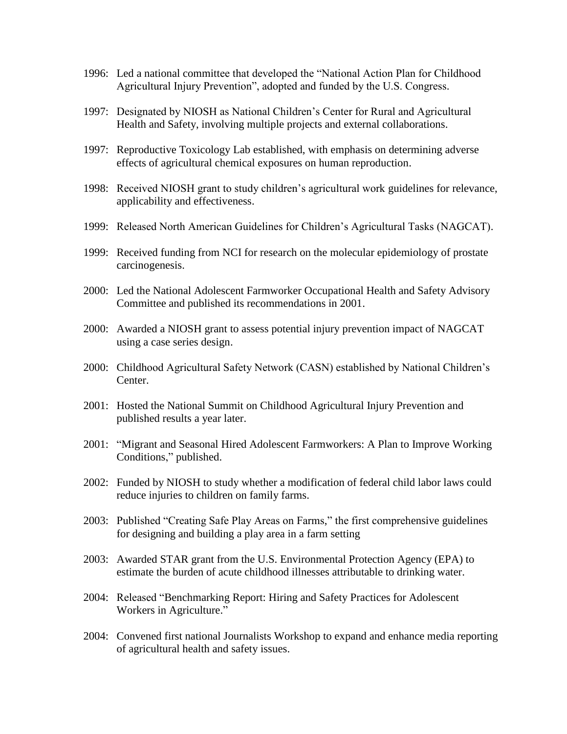1996: Led a national committee that developed the "National Action Plan for Childhood Agricultural Injury Prevention", adopted and funded by the U.S. Congress.

1997: Designated by NIOSH as National Children's Center for Rural and Agricultural Health and Safety, involving multiple projects and external collaborations.

1997: Reproductive Toxicology Lab established, with emphasis on determining adverse effects of agricultural chemical exposures on human reproduction.

1998: Received NIOSH grant to study children's agricultural work guidelines for relevance, applicability and effectiveness.

1999: Released North American Guidelines for Children's Agricultural Tasks (NAGCAT).

1999: Received funding from NCI for research on the molecular epidemiology of prostate carcinogenesis.

2000: Led the National Adolescent Farmworker Occupational Health and Safety Advisory Committee and published its recommendations in 2001.

2000: Awarded a NIOSH grant to assess potential injury prevention impact of NAGCAT using a case series design.

2000: Childhood Agricultural Safety Network (CASN) established by National Children's Center.

2001: Hosted the National Summit on Childhood Agricultural Injury Prevention and published results a year later.

2001: "Migrant and Seasonal Hired Adolescent Farmworkers: A Plan to Improve Working Conditions," published.

2002: Funded by NIOSH to study whether a modification of federal child labor laws could reduce injuries to children on family farms.

2003: Published "Creating Safe Play Areas on Farms," the first comprehensive guidelines for designing and building a play area in a farm setting

2003: Awarded STAR grant from the U.S. Environmental Protection Agency (EPA) to estimate the burden of acute childhood illnesses attributable to drinking water.

2004: Released "Benchmarking Report: Hiring and Safety Practices for Adolescent Workers in Agriculture."

2004: Convened first national Journalists Workshop to expand and enhance media reporting of agricultural health and safety issues.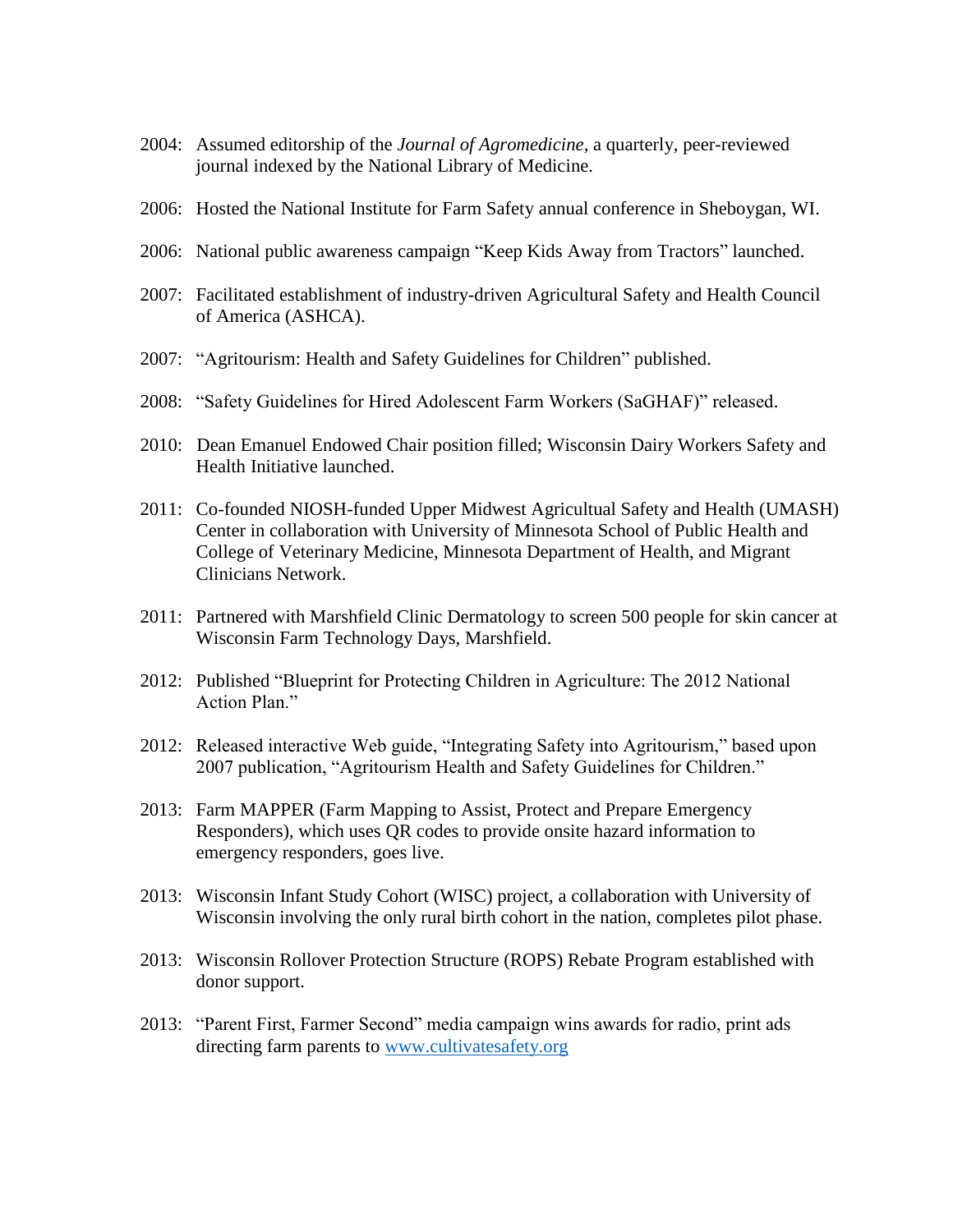2004: Assumed editorship of the *Journal of Agromedicine*, a quarterly, peer-reviewed journal indexed by the National Library of Medicine.

2006: Hosted the National Institute for Farm Safety annual conference in Sheboygan, WI.

2006: National public awareness campaign "Keep Kids Away from Tractors" launched.

2007: Facilitated establishment of industry-driven Agricultural Safety and Health Council of America (ASHCA).

2007: "Agritourism: Health and Safety Guidelines for Children" published.

2008: "Safety Guidelines for Hired Adolescent Farm Workers (SaGHAF)" released.

2010: Dean Emanuel Endowed Chair position filled; Wisconsin Dairy Workers Safety and Health Initiative launched.

2011: Co-founded NIOSH-funded Upper Midwest Agricultual Safety and Health (UMASH) Center in collaboration with University of Minnesota School of Public Health and College of Veterinary Medicine, Minnesota Department of Health, and Migrant Clinicians Network.

2011: Partnered with Marshfield Clinic Dermatology to screen 500 people for skin cancer at Wisconsin Farm Technology Days, Marshfield.

2012: Published "Blueprint for Protecting Children in Agriculture: The 2012 National Action Plan."

2012: Released interactive Web guide, "Integrating Safety into Agritourism," based upon 2007 publication, "Agritourism Health and Safety Guidelines for Children."

2013: Farm MAPPER (Farm Mapping to Assist, Protect and Prepare Emergency Responders), which uses QR codes to provide onsite hazard information to emergency responders, goes live.

2013: Wisconsin Infant Study Cohort (WISC) project, a collaboration with University of Wisconsin involving the only rural birth cohort in the nation, completes pilot phase.

2013: Wisconsin Rollover Protection Structure (ROPS) Rebate Program established with donor support.

2013: "Parent First, Farmer Second" media campaign wins awards for radio, print ads directing farm parents to www.cultivatesafety.org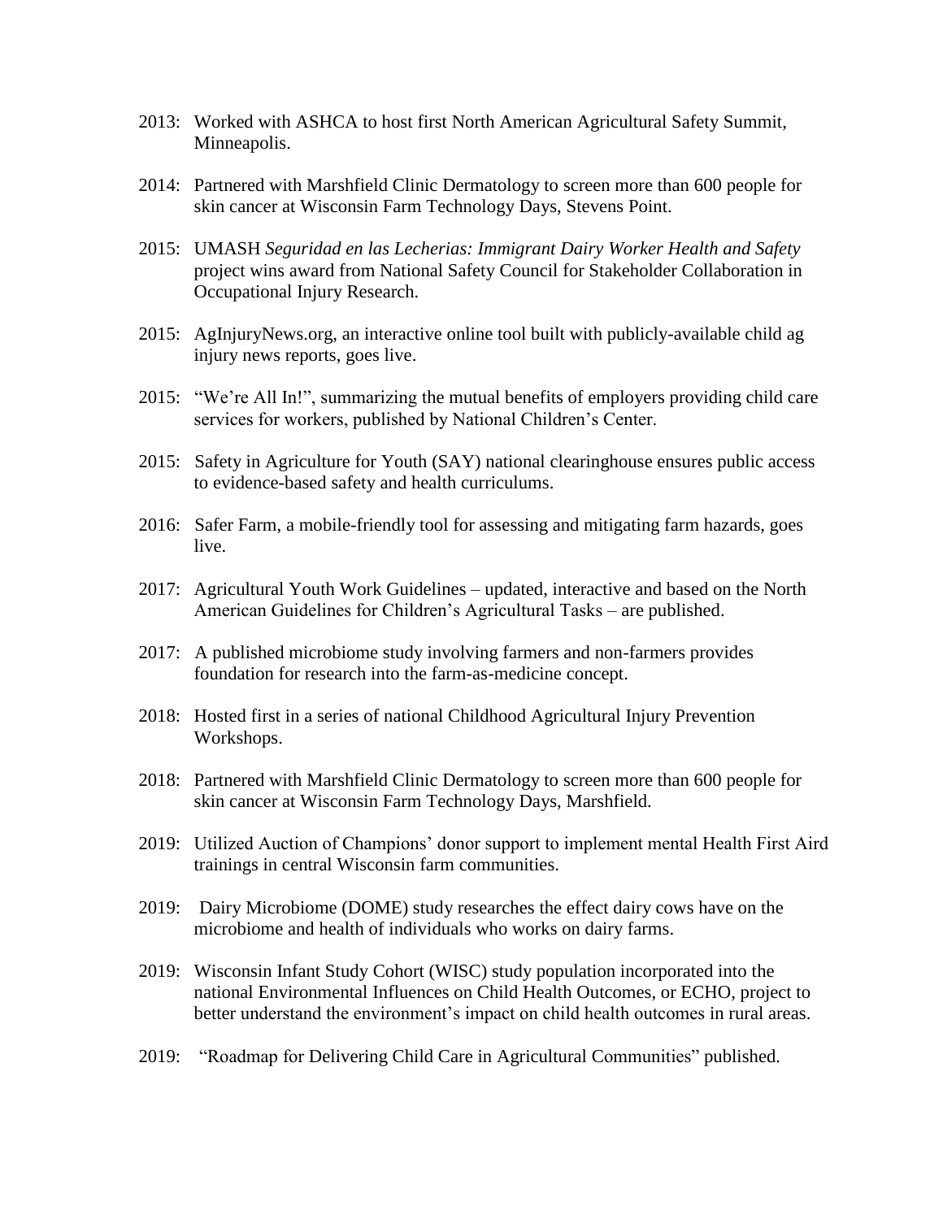2013: Worked with ASHCA to host first North American Agricultural Safety Summit, Minneapolis.

2014: Partnered with Marshfield Clinic Dermatology to screen more than 600 people for skin cancer at Wisconsin Farm Technology Days, Stevens Point.

2015: UMASH *Seguridad en las Lecherias: Immigrant Dairy Worker Health and Safety* project wins award from National Safety Council for Stakeholder Collaboration in Occupational Injury Research.

2015: AgInjuryNews.org, an interactive online tool built with publicly-available child ag injury news reports, goes live.

2015: "We're All In!", summarizing the mutual benefits of employers providing child care services for workers, published by National Children's Center.

2015: Safety in Agriculture for Youth (SAY) national clearinghouse ensures public access to evidence-based safety and health curriculums.

2016: Safer Farm, a mobile-friendly tool for assessing and mitigating farm hazards, goes live.

2017: Agricultural Youth Work Guidelines – updated, interactive and based on the North American Guidelines for Children's Agricultural Tasks – are published.

2017: A published microbiome study involving farmers and non-farmers provides foundation for research into the farm-as-medicine concept.

2018: Hosted first in a series of national Childhood Agricultural Injury Prevention Workshops.

2018: Partnered with Marshfield Clinic Dermatology to screen more than 600 people for skin cancer at Wisconsin Farm Technology Days, Marshfield.

2019: Utilized Auction of Champions' donor support to implement mental Health First Aird trainings in central Wisconsin farm communities.

2019: Dairy Microbiome (DOME) study researches the effect dairy cows have on the microbiome and health of individuals who works on dairy farms.

2019: Wisconsin Infant Study Cohort (WISC) study population incorporated into the national Environmental Influences on Child Health Outcomes, or ECHO, project to better understand the environment's impact on child health outcomes in rural areas.

2019: "Roadmap for Delivering Child Care in Agricultural Communities" published.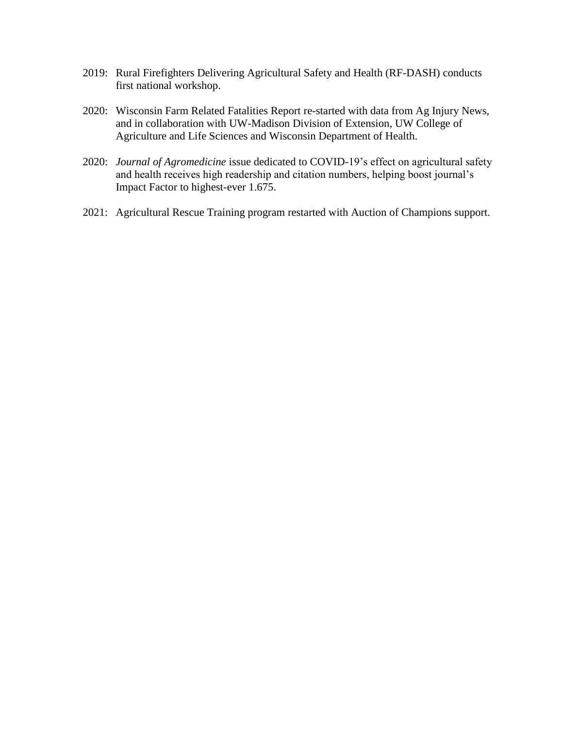2019: Rural Firefighters Delivering Agricultural Safety and Health (RF-DASH) conducts first national workshop.

2020: Wisconsin Farm Related Fatalities Report re-started with data from Ag Injury News, and in collaboration with UW-Madison Division of Extension, UW College of Agriculture and Life Sciences and Wisconsin Department of Health.

2020: *Journal of Agromedicine* issue dedicated to COVID-19's effect on agricultural safety and health receives high readership and citation numbers, helping boost journal's Impact Factor to highest-ever 1.675.

2021: Agricultural Rescue Training program restarted with Auction of Champions support.